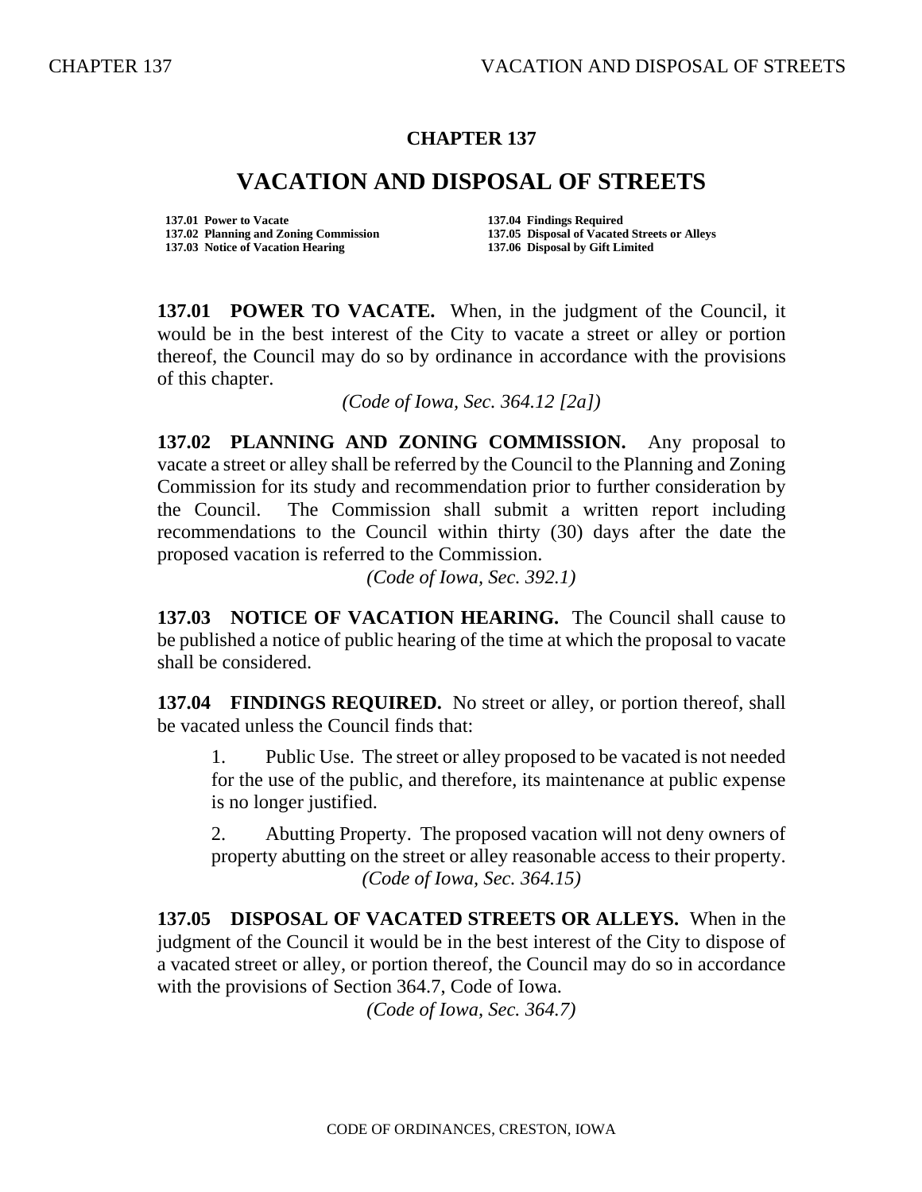# CHAPTER 137

## VACATION AND DISPOSAL OF STREETS

137.01 Power to Vacate
137.02 Planning and Zoning Commission
137.03 Notice of Vacation Hearing
137.04 Findings Required
137.05 Disposal of Vacated Streets or Alleys
137.06 Disposal by Gift Limited

**137.01 POWER TO VACATE.** When, in the judgment of the Council, it would be in the best interest of the City to vacate a street or alley or portion thereof, the Council may do so by ordinance in accordance with the provisions of this chapter.

*(Code of Iowa, Sec. 364.12 [2a])*

**137.02 PLANNING AND ZONING COMMISSION.** Any proposal to vacate a street or alley shall be referred by the Council to the Planning and Zoning Commission for its study and recommendation prior to further consideration by the Council. The Commission shall submit a written report including recommendations to the Council within thirty (30) days after the date the proposed vacation is referred to the Commission.

*(Code of Iowa, Sec. 392.1)*

**137.03 NOTICE OF VACATION HEARING.** The Council shall cause to be published a notice of public hearing of the time at which the proposal to vacate shall be considered.

**137.04 FINDINGS REQUIRED.** No street or alley, or portion thereof, shall be vacated unless the Council finds that:

1. Public Use. The street or alley proposed to be vacated is not needed for the use of the public, and therefore, its maintenance at public expense is no longer justified.

2. Abutting Property. The proposed vacation will not deny owners of property abutting on the street or alley reasonable access to their property.

*(Code of Iowa, Sec. 364.15)*

**137.05 DISPOSAL OF VACATED STREETS OR ALLEYS.** When in the judgment of the Council it would be in the best interest of the City to dispose of a vacated street or alley, or portion thereof, the Council may do so in accordance with the provisions of Section 364.7, Code of Iowa.

*(Code of Iowa, Sec. 364.7)*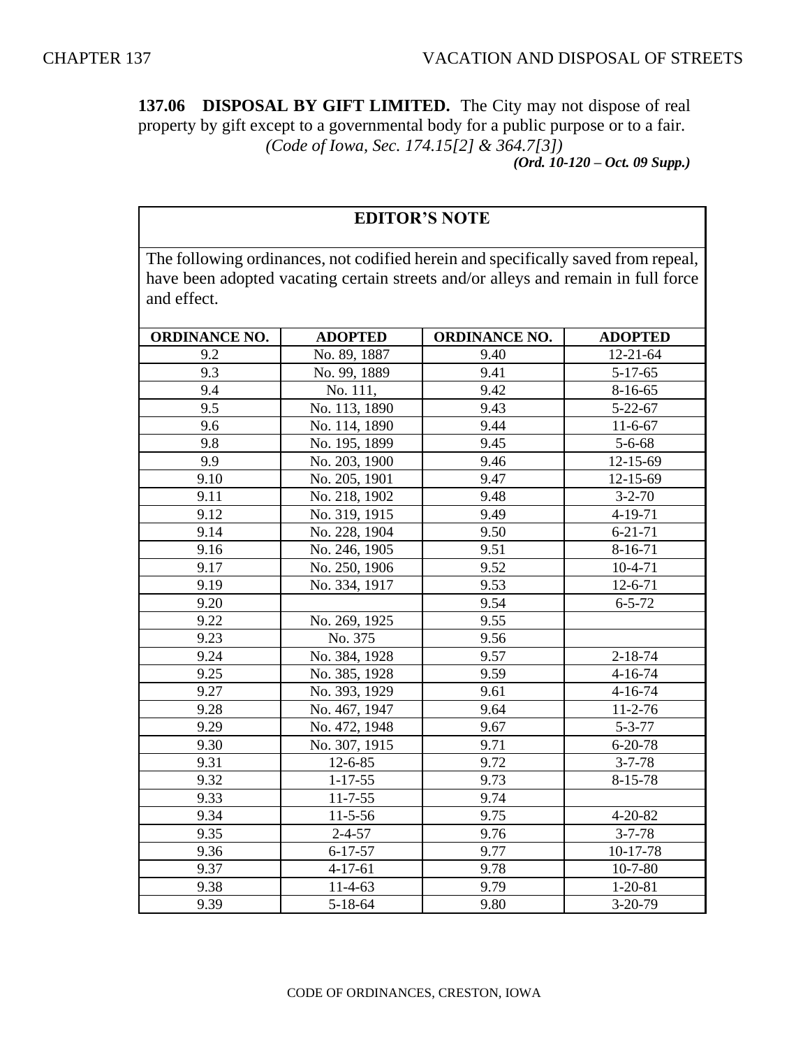**137.06 DISPOSAL BY GIFT LIMITED.** The City may not dispose of real property by gift except to a governmental body for a public purpose or to a fair.

*(Code of Iowa, Sec. 174.15[2] & 364.7[3])*

***(Ord. 10-120 – Oct. 09 Supp.)***

**EDITOR'S NOTE**

The following ordinances, not codified herein and specifically saved from repeal, have been adopted vacating certain streets and/or alleys and remain in full force and effect.

| ORDINANCE NO. | ADOPTED | ORDINANCE NO. | ADOPTED |
|---|---|---|---|
| 9.2 | No. 89, 1887 | 9.40 | 12-21-64 |
| 9.3 | No. 99, 1889 | 9.41 | 5-17-65 |
| 9.4 | No. 111, | 9.42 | 8-16-65 |
| 9.5 | No. 113, 1890 | 9.43 | 5-22-67 |
| 9.6 | No. 114, 1890 | 9.44 | 11-6-67 |
| 9.8 | No. 195, 1899 | 9.45 | 5-6-68 |
| 9.9 | No. 203, 1900 | 9.46 | 12-15-69 |
| 9.10 | No. 205, 1901 | 9.47 | 12-15-69 |
| 9.11 | No. 218, 1902 | 9.48 | 3-2-70 |
| 9.12 | No. 319, 1915 | 9.49 | 4-19-71 |
| 9.14 | No. 228, 1904 | 9.50 | 6-21-71 |
| 9.16 | No. 246, 1905 | 9.51 | 8-16-71 |
| 9.17 | No. 250, 1906 | 9.52 | 10-4-71 |
| 9.19 | No. 334, 1917 | 9.53 | 12-6-71 |
| 9.20 | | 9.54 | 6-5-72 |
| 9.22 | No. 269, 1925 | 9.55 | |
| 9.23 | No. 375 | 9.56 | |
| 9.24 | No. 384, 1928 | 9.57 | 2-18-74 |
| 9.25 | No. 385, 1928 | 9.59 | 4-16-74 |
| 9.27 | No. 393, 1929 | 9.61 | 4-16-74 |
| 9.28 | No. 467, 1947 | 9.64 | 11-2-76 |
| 9.29 | No. 472, 1948 | 9.67 | 5-3-77 |
| 9.30 | No. 307, 1915 | 9.71 | 6-20-78 |
| 9.31 | 12-6-85 | 9.72 | 3-7-78 |
| 9.32 | 1-17-55 | 9.73 | 8-15-78 |
| 9.33 | 11-7-55 | 9.74 | |
| 9.34 | 11-5-56 | 9.75 | 4-20-82 |
| 9.35 | 2-4-57 | 9.76 | 3-7-78 |
| 9.36 | 6-17-57 | 9.77 | 10-17-78 |
| 9.37 | 4-17-61 | 9.78 | 10-7-80 |
| 9.38 | 11-4-63 | 9.79 | 1-20-81 |
| 9.39 | 5-18-64 | 9.80 | 3-20-79 |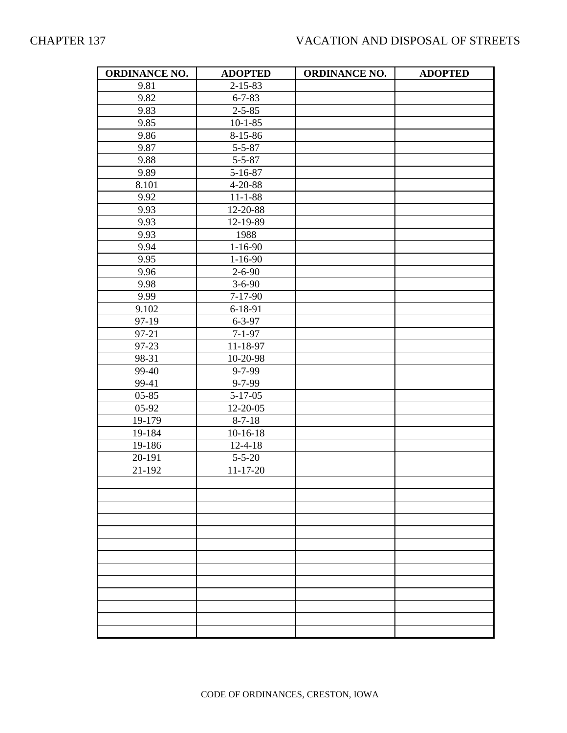| ORDINANCE NO. | ADOPTED | ORDINANCE NO. | ADOPTED |
|---|---|---|---|
| 9.81 | 2-15-83 | | |
| 9.82 | 6-7-83 | | |
| 9.83 | 2-5-85 | | |
| 9.85 | 10-1-85 | | |
| 9.86 | 8-15-86 | | |
| 9.87 | 5-5-87 | | |
| 9.88 | 5-5-87 | | |
| 9.89 | 5-16-87 | | |
| 8.101 | 4-20-88 | | |
| 9.92 | 11-1-88 | | |
| 9.93 | 12-20-88 | | |
| 9.93 | 12-19-89 | | |
| 9.93 | 1988 | | |
| 9.94 | 1-16-90 | | |
| 9.95 | 1-16-90 | | |
| 9.96 | 2-6-90 | | |
| 9.98 | 3-6-90 | | |
| 9.99 | 7-17-90 | | |
| 9.102 | 6-18-91 | | |
| 97-19 | 6-3-97 | | |
| 97-21 | 7-1-97 | | |
| 97-23 | 11-18-97 | | |
| 98-31 | 10-20-98 | | |
| 99-40 | 9-7-99 | | |
| 99-41 | 9-7-99 | | |
| 05-85 | 5-17-05 | | |
| 05-92 | 12-20-05 | | |
| 19-179 | 8-7-18 | | |
| 19-184 | 10-16-18 | | |
| 19-186 | 12-4-18 | | |
| 20-191 | 5-5-20 | | |
| 21-192 | 11-17-20 | | |
| | | | |
| | | | |
| | | | |
| | | | |
| | | | |
| | | | |
| | | | |
| | | | |
| | | | |
| | | | |
| | | | |
| | | | |
| | | | |